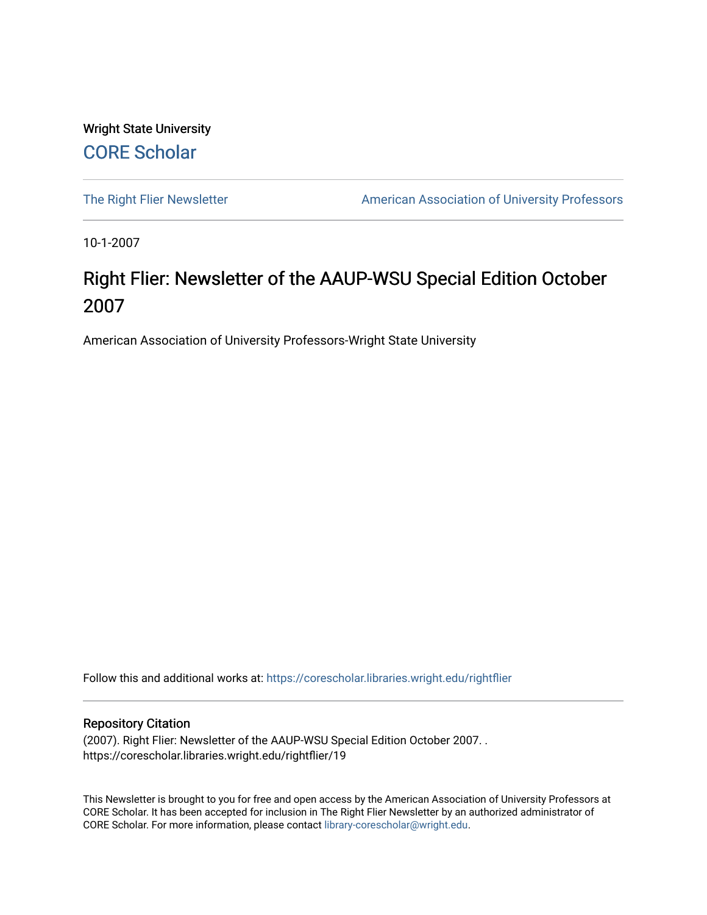Wright State University

CORE Scholar

The Right Flier Newsletter

American Association of University Professors

10-1-2007

# Right Flier: Newsletter of the AAUP-WSU Special Edition October 2007

American Association of University Professors-Wright State University

Follow this and additional works at: https://corescholar.libraries.wright.edu/rightflier

## Repository Citation

(2007). Right Flier: Newsletter of the AAUP-WSU Special Edition October 2007. .
https://corescholar.libraries.wright.edu/rightflier/19

This Newsletter is brought to you for free and open access by the American Association of University Professors at CORE Scholar. It has been accepted for inclusion in The Right Flier Newsletter by an authorized administrator of CORE Scholar. For more information, please contact library-corescholar@wright.edu.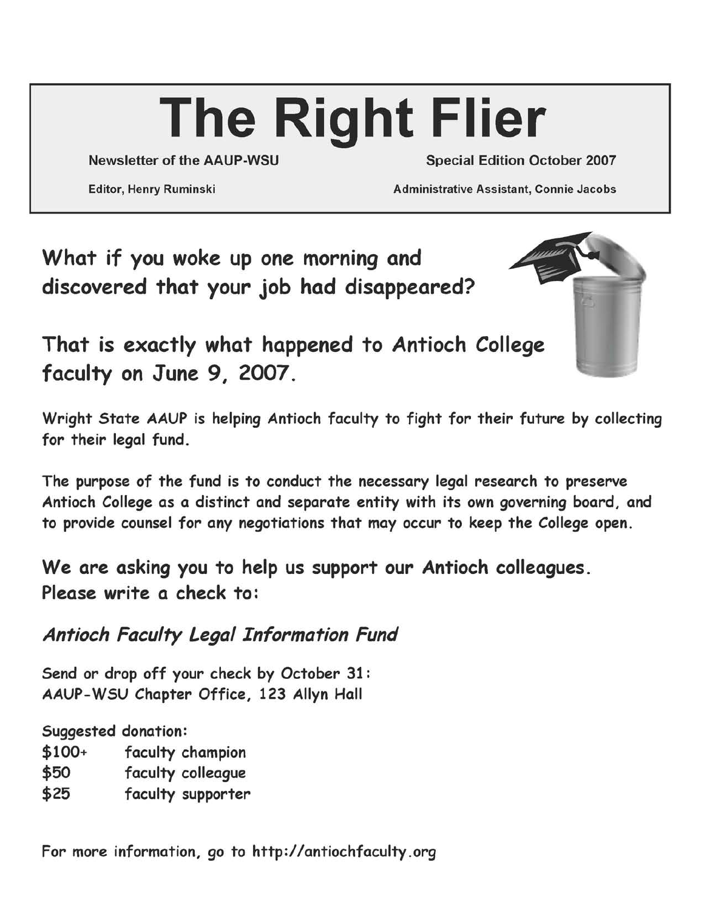# The Right Flier

Newsletter of the AAUP-WSU — Special Edition October 2007

Editor, Henry Ruminski — Administrative Assistant, Connie Jacobs

## What if you woke up one morning and discovered that your job had disappeared?

## That is exactly what happened to Antioch College faculty on June 9, 2007.

Wright State AAUP is helping Antioch faculty to fight for their future by collecting for their legal fund.

The purpose of the fund is to conduct the necessary legal research to preserve Antioch College as a distinct and separate entity with its own governing board, and to provide counsel for any negotiations that may occur to keep the College open.

### We are asking you to help us support our Antioch colleagues. Please write a check to:

### *Antioch Faculty Legal Information Fund*

Send or drop off your check by October 31:
AAUP-WSU Chapter Office, 123 Allyn Hall

Suggested donation:

| | |
|---|---|
| $100+ | faculty champion |
| $50 | faculty colleague |
| $25 | faculty supporter |

For more information, go to http://antiochfaculty.org